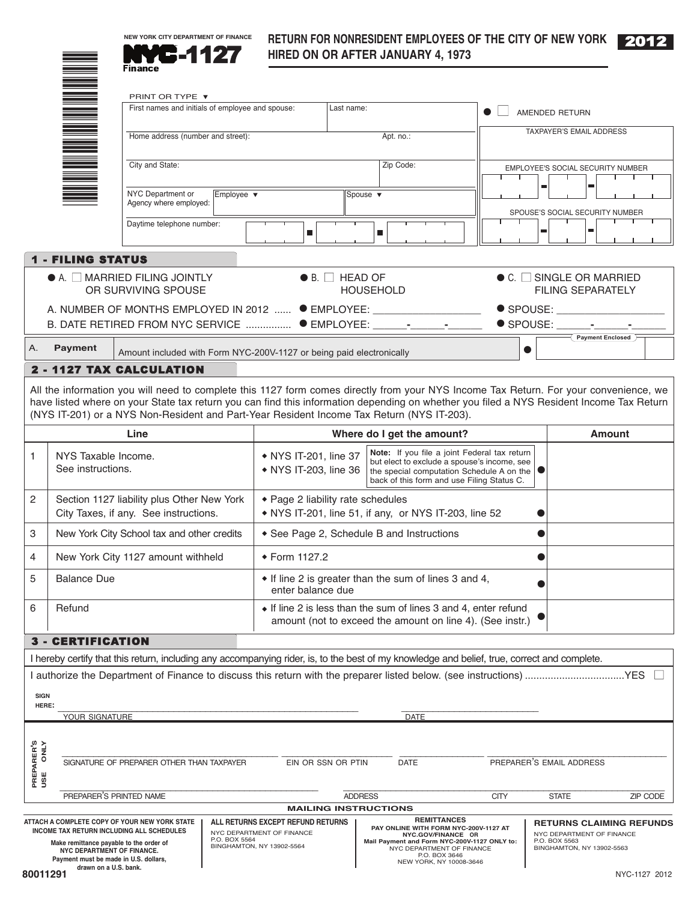NEW YORK CITY DEPARTMENT OF FINANCE

# NYC-1127

Finance

## RETURN FOR NONRESIDENT EMPLOYEES OF THE CITY OF NEW YORK HIRED ON OR AFTER JANUARY 4, 1973

**2012**

PRINT OR TYPE ▼

| | | |
|---|---|---|
| First names and initials of employee and spouse: | Last name: | ☐ AMENDED RETURN |
| Home address (number and street): | Apt. no.: | TAXPAYER'S EMAIL ADDRESS |
| City and State: | Zip Code: | EMPLOYEE'S SOCIAL SECURITY NUMBER |
| NYC Department or Agency where employed: | Employee ▼ / Spouse ▼ | SPOUSE'S SOCIAL SECURITY NUMBER |
| Daytime telephone number: | | |

## 1 - FILING STATUS

● A. ☐ MARRIED FILING JOINTLY OR SURVIVING SPOUSE ● B. ☐ HEAD OF HOUSEHOLD ● C. ☐ SINGLE OR MARRIED FILING SEPARATELY

A. NUMBER OF MONTHS EMPLOYED IN 2012 ...... ● EMPLOYEE: ______________ ● SPOUSE: ______________

B. DATE RETIRED FROM NYC SERVICE ................ ● EMPLOYEE: ____-____-____ ● SPOUSE: ____-____-____

| A. | Payment | Amount included with Form NYC-200V-1127 or being paid electronically | ● Payment Enclosed |
|---|---|---|---|

## 2 - 1127 TAX CALCULATION

All the information you will need to complete this 1127 form comes directly from your NYS Income Tax Return. For your convenience, we have listed where on your State tax return you can find this information depending on whether you filed a NYS Resident Income Tax Return (NYS IT-201) or a NYS Non-Resident and Part-Year Resident Income Tax Return (NYS IT-203).

| | Line | Where do I get the amount? | Amount |
|---|---|---|---|
| 1 | NYS Taxable Income. See instructions. | ◆ NYS IT-201, line 37<br>◆ NYS IT-203, line 36<br>**Note:** If you file a joint Federal tax return but elect to exclude a spouse's income, see the special computation Schedule A on the back of this form and use Filing Status C. ● | |
| 2 | Section 1127 liability plus Other New York City Taxes, if any. See instructions. | ◆ Page 2 liability rate schedules<br>◆ NYS IT-201, line 51, if any, or NYS IT-203, line 52 ● | |
| 3 | New York City School tax and other credits | ◆ See Page 2, Schedule B and Instructions ● | |
| 4 | New York City 1127 amount withheld | ◆ Form 1127.2 ● | |
| 5 | Balance Due | ◆ If line 2 is greater than the sum of lines 3 and 4, enter balance due ● | |
| 6 | Refund | ◆ If line 2 is less than the sum of lines 3 and 4, enter refund amount (not to exceed the amount on line 4). (See instr.) ● | |

## 3 - CERTIFICATION

I hereby certify that this return, including any accompanying rider, is, to the best of my knowledge and belief, true, correct and complete.

I authorize the Department of Finance to discuss this return with the preparer listed below. (see instructions) ..................................YES ☐

SIGN HERE: ______________________________ YOUR SIGNATURE ______________ DATE

PREPARER'S USE ONLY

______________ SIGNATURE OF PREPARER OTHER THAN TAXPAYER ______________ EIN OR SSN OR PTIN ______________ DATE ______________ PREPARER'S EMAIL ADDRESS

______________ PREPARER'S PRINTED NAME ______________ ADDRESS ______________ CITY ______________ STATE ______________ ZIP CODE

### MAILING INSTRUCTIONS

**ATTACH A COMPLETE COPY OF YOUR NEW YORK STATE INCOME TAX RETURN INCLUDING ALL SCHEDULES**

**Make remittance payable to the order of NYC DEPARTMENT OF FINANCE. Payment must be made in U.S. dollars, drawn on a U.S. bank.**

**ALL RETURNS EXCEPT REFUND RETURNS**
NYC DEPARTMENT OF FINANCE
P.O. BOX 5564
BINGHAMTON, NY 13902-5564

**REMITTANCES**
**PAY ONLINE WITH FORM NYC-200V-1127 AT NYC.GOV/FINANCE OR**
**Mail Payment and Form NYC-200V-1127 ONLY to:**
NYC DEPARTMENT OF FINANCE
P.O. BOX 3646
NEW YORK, NY 10008-3646

**RETURNS CLAIMING REFUNDS**
NYC DEPARTMENT OF FINANCE
P.O. BOX 5563
BINGHAMTON, NY 13902-5563

80011291

NYC-1127 2012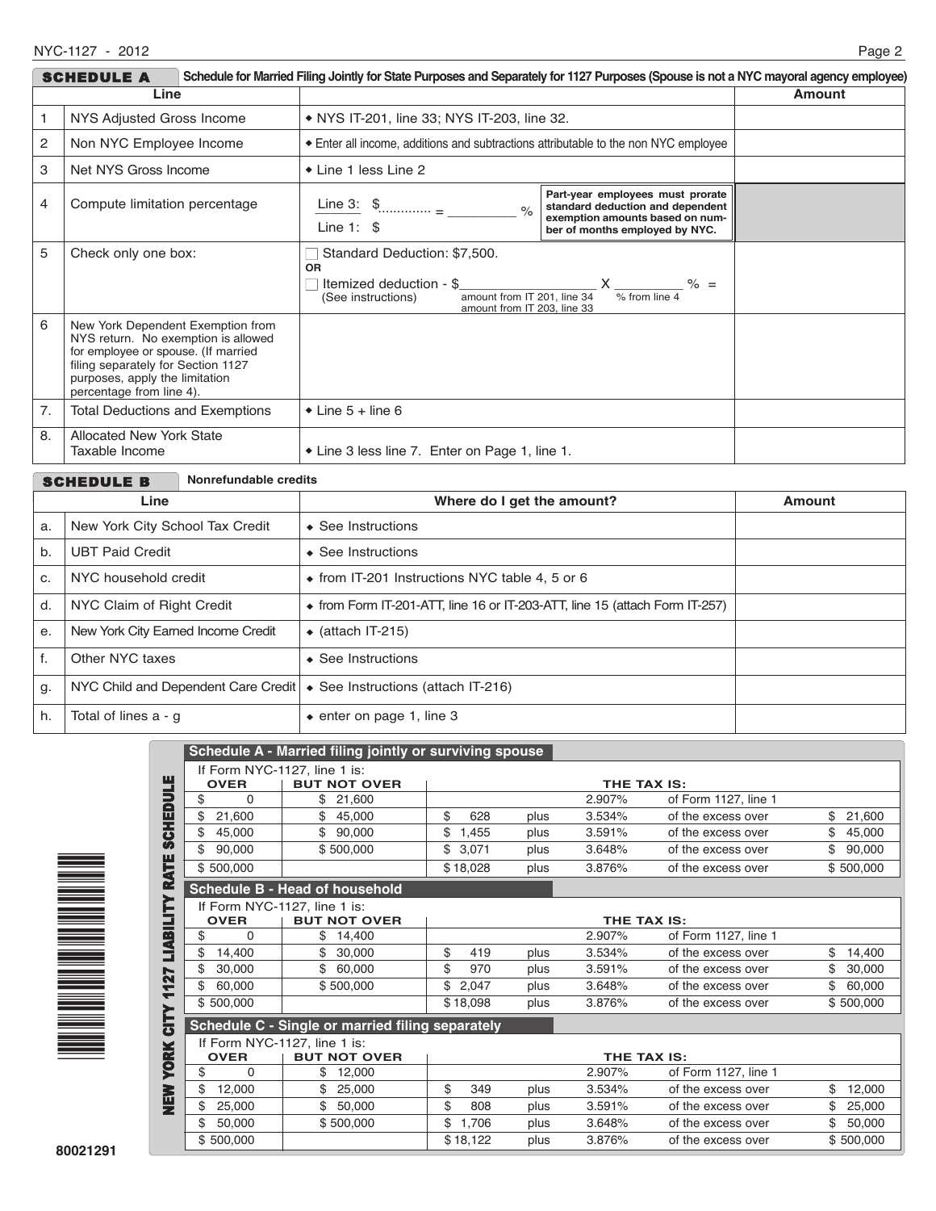## SCHEDULE A — Schedule for Married Filing Jointly for State Purposes and Separately for 1127 Purposes (Spouse is not a NYC mayoral agency employee)

| | Line | | Amount |
|---|---|---|---|
| 1 | NYS Adjusted Gross Income | ◆ NYS IT-201, line 33; NYS IT-203, line 32. | |
| 2 | Non NYC Employee Income | ◆ Enter all income, additions and subtractions attributable to the non NYC employee | |
| 3 | Net NYS Gross Income | ◆ Line 1 less Line 2 | |
| 4 | Compute limitation percentage | Line 3: $............ / Line 1: $ = ________ % — Part-year employees must prorate standard deduction and dependent exemption amounts based on number of months employed by NYC. | |
| 5 | Check only one box: | ☐ Standard Deduction: $7,500. OR ☐ Itemized deduction - $________ (amount from IT 201, line 34 / amount from IT 203, line 33) X ________ % (% from line 4) = (See instructions) | |
| 6 | New York Dependent Exemption from NYS return. No exemption is allowed for employee or spouse. (If married filing separately for Section 1127 purposes, apply the limitation percentage from line 4). | | |
| 7. | Total Deductions and Exemptions | ◆ Line 5 + line 6 | |
| 8. | Allocated New York State Taxable Income | ◆ Line 3 less line 7. Enter on Page 1, line 1. | |

## SCHEDULE B — Nonrefundable credits

| | Line | Where do I get the amount? | Amount |
|---|---|---|---|
| a. | New York City School Tax Credit | ◆ See Instructions | |
| b. | UBT Paid Credit | ◆ See Instructions | |
| c. | NYC household credit | ◆ from IT-201 Instructions NYC table 4, 5 or 6 | |
| d. | NYC Claim of Right Credit | ◆ from Form IT-201-ATT, line 16 or IT-203-ATT, line 15 (attach Form IT-257) | |
| e. | New York City Earned Income Credit | ◆ (attach IT-215) | |
| f. | Other NYC taxes | ◆ See Instructions | |
| g. | NYC Child and Dependent Care Credit | ◆ See Instructions (attach IT-216) | |
| h. | Total of lines a - g | ◆ enter on page 1, line 3 | |

## NEW YORK CITY 1127 LIABILITY RATE SCHEDULE

### Schedule A - Married filing jointly or surviving spouse

If Form NYC-1127, line 1 is:

| OVER | BUT NOT OVER | THE TAX IS: | | | | |
|---|---|---|---|---|---|---|
| $ 0 | $ 21,600 | | | 2.907% | of Form 1127, line 1 | |
| $ 21,600 | $ 45,000 | $ 628 | plus | 3.534% | of the excess over | $ 21,600 |
| $ 45,000 | $ 90,000 | $ 1,455 | plus | 3.591% | of the excess over | $ 45,000 |
| $ 90,000 | $ 500,000 | $ 3,071 | plus | 3.648% | of the excess over | $ 90,000 |
| $ 500,000 | | $ 18,028 | plus | 3.876% | of the excess over | $ 500,000 |

### Schedule B - Head of household

If Form NYC-1127, line 1 is:

| OVER | BUT NOT OVER | THE TAX IS: | | | | |
|---|---|---|---|---|---|---|
| $ 0 | $ 14,400 | | | 2.907% | of Form 1127, line 1 | |
| $ 14,400 | $ 30,000 | $ 419 | plus | 3.534% | of the excess over | $ 14,400 |
| $ 30,000 | $ 60,000 | $ 970 | plus | 3.591% | of the excess over | $ 30,000 |
| $ 60,000 | $ 500,000 | $ 2,047 | plus | 3.648% | of the excess over | $ 60,000 |
| $ 500,000 | | $ 18,098 | plus | 3.876% | of the excess over | $ 500,000 |

### Schedule C - Single or married filing separately

If Form NYC-1127, line 1 is:

| OVER | BUT NOT OVER | THE TAX IS: | | | | |
|---|---|---|---|---|---|---|
| $ 0 | $ 12,000 | | | 2.907% | of Form 1127, line 1 | |
| $ 12,000 | $ 25,000 | $ 349 | plus | 3.534% | of the excess over | $ 12,000 |
| $ 25,000 | $ 50,000 | $ 808 | plus | 3.591% | of the excess over | $ 25,000 |
| $ 50,000 | $ 500,000 | $ 1,706 | plus | 3.648% | of the excess over | $ 50,000 |
| $ 500,000 | | $ 18,122 | plus | 3.876% | of the excess over | $ 500,000 |

80021291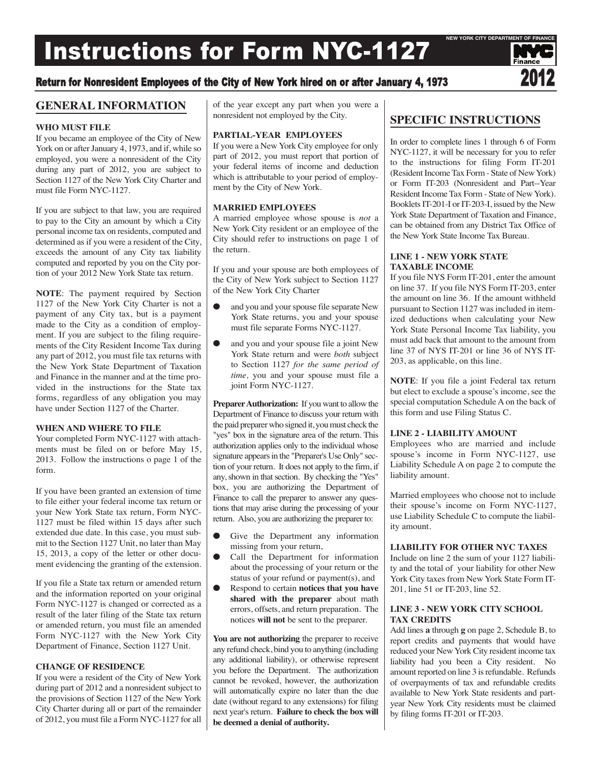# Instructions for Form NYC-1127

NEW YORK CITY DEPARTMENT OF FINANCE

**Return for Nonresident Employees of the City of New York hired on or after January 4, 1973**

**2012**

## GENERAL INFORMATION

### WHO MUST FILE

If you became an employee of the City of New York on or after January 4, 1973, and if, while so employed, you were a nonresident of the City during any part of 2012, you are subject to Section 1127 of the New York City Charter and must file Form NYC-1127.

If you are subject to that law, you are required to pay to the City an amount by which a City personal income tax on residents, computed and determined as if you were a resident of the City, exceeds the amount of any City tax liability computed and reported by you on the City portion of your 2012 New York State tax return.

**NOTE**: The payment required by Section 1127 of the New York City Charter is not a payment of any City tax, but is a payment made to the City as a condition of employment. If you are subject to the filing requirements of the City Resident Income Tax during any part of 2012, you must file tax returns with the New York State Department of Taxation and Finance in the manner and at the time provided in the instructions for the State tax forms, regardless of any obligation you may have under Section 1127 of the Charter.

### WHEN AND WHERE TO FILE

Your completed Form NYC-1127 with attachments must be filed on or before May 15, 2013. Follow the instructions o page 1 of the form.

If you have been granted an extension of time to file either your federal income tax return or your New York State tax return, Form NYC-1127 must be filed within 15 days after such extended due date. In this case, you must submit to the Section 1127 Unit, no later than May 15, 2013, a copy of the letter or other document evidencing the granting of the extension.

If you file a State tax return or amended return and the information reported on your original Form NYC-1127 is changed or corrected as a result of the later filing of the State tax return or amended return, you must file an amended Form NYC-1127 with the New York City Department of Finance, Section 1127 Unit.

### CHANGE OF RESIDENCE

If you were a resident of the City of New York during part of 2012 and a nonresident subject to the provisions of Section 1127 of the New York City Charter during all or part of the remainder of 2012, you must file a Form NYC-1127 for all of the year except any part when you were a nonresident not employed by the City.

### PARTIAL-YEAR EMPLOYEES

If you were a New York City employee for only part of 2012, you must report that portion of your federal items of income and deduction which is attributable to your period of employment by the City of New York.

### MARRIED EMPLOYEES

A married employee whose spouse is *not* a New York City resident or an employee of the City should refer to instructions on page 1 of the return.

If you and your spouse are both employees of the City of New York subject to Section 1127 of the New York City Charter

- and you and your spouse file separate New York State returns, you and your spouse must file separate Forms NYC-1127.
- and you and your spouse file a joint New York State return and were *both* subject to Section 1127 *for the same period of time,* you and your spouse must file a joint Form NYC-1127.

**Preparer Authorization:** If you want to allow the Department of Finance to discuss your return with the paid preparer who signed it, you must check the "yes" box in the signature area of the return. This authorization applies only to the individual whose signature appears in the "Preparer's Use Only" section of your return. It does not apply to the firm, if any, shown in that section. By checking the "Yes" box, you are authorizing the Department of Finance to call the preparer to answer any questions that may arise during the processing of your return. Also, you are authorizing the preparer to:

- Give the Department any information missing from your return,
- Call the Department for information about the processing of your return or the status of your refund or payment(s), and
- Respond to certain **notices that you have shared with the preparer** about math errors, offsets, and return preparation. The notices **will not** be sent to the preparer.

**You are not authorizing** the preparer to receive any refund check, bind you to anything (including any additional liability), or otherwise represent you before the Department. The authorization cannot be revoked, however, the authorization will automatically expire no later than the due date (without regard to any extensions) for filing next year's return. **Failure to check the box will be deemed a denial of authority.**

## SPECIFIC INSTRUCTIONS

In order to complete lines 1 through 6 of Form NYC-1127, it will be necessary for you to refer to the instructions for filing Form IT-201 (Resident Income Tax Form - State of New York) or Form IT-203 (Nonresident and Part--Year Resident Income Tax Form - State of New York). Booklets IT-201-I or IT-203-I, issued by the New York State Department of Taxation and Finance, can be obtained from any District Tax Office of the New York State Income Tax Bureau.

### LINE 1 - NEW YORK STATE TAXABLE INCOME

If you file NYS Form IT-201, enter the amount on line 37. If you file NYS Form IT-203, enter the amount on line 36. If the amount withheld pursuant to Section 1127 was included in itemized deductions when calculating your New York State Personal Income Tax liability, you must add back that amount to the amount from line 37 of NYS IT-201 or line 36 of NYS IT-203, as applicable, on this line.

**NOTE**: If you file a joint Federal tax return but elect to exclude a spouse's income, see the special computation Schedule A on the back of this form and use Filing Status C.

### LINE 2 - LIABILITY AMOUNT

Employees who are married and include spouse's income in Form NYC-1127, use Liability Schedule A on page 2 to compute the liability amount.

Married employees who choose not to include their spouse's income on Form NYC-1127, use Liability Schedule C to compute the liability amount.

### LIABILITY FOR OTHER NYC TAXES

Include on line 2 the sum of your 1127 liability and the total of your liability for other New York City taxes from New York State Form IT-201, line 51 or IT-203, line 52.

### LINE 3 - NEW YORK CITY SCHOOL TAX CREDITS

Add lines **a** through **g** on page 2, Schedule B, to report credits and payments that would have reduced your New York City resident income tax liability had you been a City resident. No amount reported on line 3 is refundable. Refunds of overpayments of tax and refundable credits available to New York State residents and part-year New York City residents must be claimed by filing forms IT-201 or IT-203.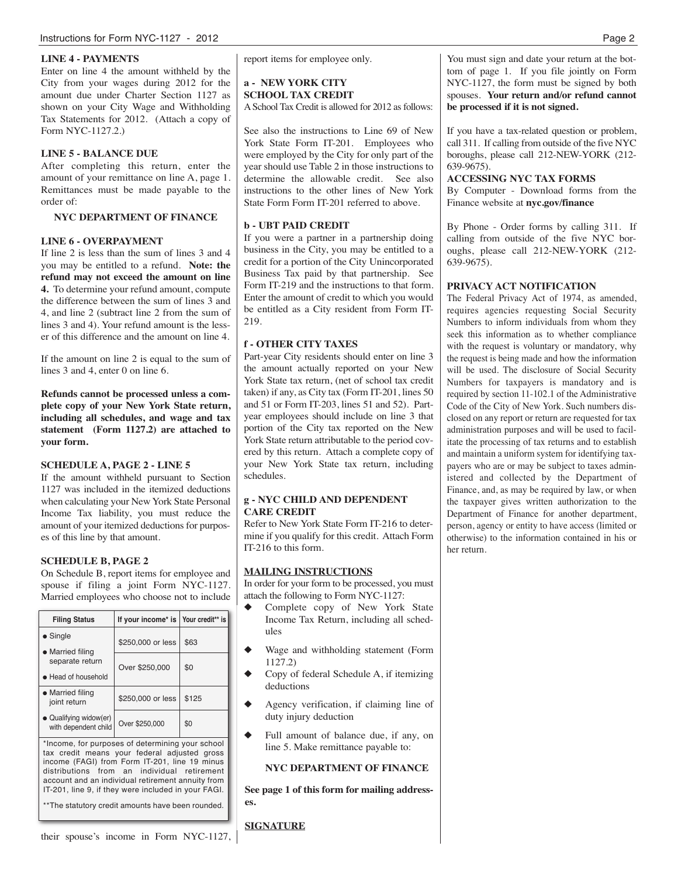### LINE 4 - PAYMENTS

Enter on line 4 the amount withheld by the City from your wages during 2012 for the amount due under Charter Section 1127 as shown on your City Wage and Withholding Tax Statements for 2012. (Attach a copy of Form NYC-1127.2.)

### LINE 5 - BALANCE DUE

After completing this return, enter the amount of your remittance on line A, page 1. Remittances must be made payable to the order of:

**NYC DEPARTMENT OF FINANCE**

### LINE 6 - OVERPAYMENT

If line 2 is less than the sum of lines 3 and 4 you may be entitled to a refund. **Note: the refund may not exceed the amount on line 4.** To determine your refund amount, compute the difference between the sum of lines 3 and 4, and line 2 (subtract line 2 from the sum of lines 3 and 4). Your refund amount is the lesser of this difference and the amount on line 4.

If the amount on line 2 is equal to the sum of lines 3 and 4, enter 0 on line 6.

**Refunds cannot be processed unless a complete copy of your New York State return, including all schedules, and wage and tax statement (Form 1127.2) are attached to your form.**

### SCHEDULE A, PAGE 2 - LINE 5

If the amount withheld pursuant to Section 1127 was included in the itemized deductions when calculating your New York State Personal Income Tax liability, you must reduce the amount of your itemized deductions for purposes of this line by that amount.

### SCHEDULE B, PAGE 2

On Schedule B, report items for employee and spouse if filing a joint Form NYC-1127. Married employees who choose not to include their spouse's income in Form NYC-1127, report items for employee only.

#### a - NEW YORK CITY SCHOOL TAX CREDIT

A School Tax Credit is allowed for 2012 as follows:

| Filing Status | If your income* is | Your credit** is |
|---|---|---|
| • Single<br>• Married filing separate return<br>• Head of household | $250,000 or less | $63 |
| | Over $250,000 | $0 |
| • Married filing joint return<br>• Qualifying widow(er) with dependent child | $250,000 or less | $125 |
| | Over $250,000 | $0 |

*Income, for purposes of determining your school tax credit means your federal adjusted gross income (FAGI) from Form IT-201, line 19 minus distributions from an individual retirement account and an individual retirement annuity from IT-201, line 9, if they were included in your FAGI.

**The statutory credit amounts have been rounded.

See also the instructions to Line 69 of New York State Form IT-201. Employees who were employed by the City for only part of the year should use Table 2 in those instructions to determine the allowable credit. See also instructions to the other lines of New York State Form Form IT-201 referred to above.

#### b - UBT PAID CREDIT

If you were a partner in a partnership doing business in the City, you may be entitled to a credit for a portion of the City Unincorporated Business Tax paid by that partnership. See Form IT-219 and the instructions to that form. Enter the amount of credit to which you would be entitled as a City resident from Form IT-219.

#### f - OTHER CITY TAXES

Part-year City residents should enter on line 3 the amount actually reported on your New York State tax return, (net of school tax credit taken) if any, as City tax (Form IT-201, lines 50 and 51 or Form IT-203, lines 51 and 52). Part-year employees should include on line 3 that portion of the City tax reported on the New York State return attributable to the period covered by this return. Attach a complete copy of your New York State tax return, including schedules.

#### g - NYC CHILD AND DEPENDENT CARE CREDIT

Refer to New York State Form IT-216 to determine if you qualify for this credit. Attach Form IT-216 to this form.

### MAILING INSTRUCTIONS

In order for your form to be processed, you must attach the following to Form NYC-1127:

- Complete copy of New York State Income Tax Return, including all schedules
- Wage and withholding statement (Form 1127.2)
- Copy of federal Schedule A, if itemizing deductions
- Agency verification, if claiming line of duty injury deduction
- Full amount of balance due, if any, on line 5. Make remittance payable to:

  **NYC DEPARTMENT OF FINANCE**

**See page 1 of this form for mailing addresses.**

### SIGNATURE

You must sign and date your return at the bottom of page 1. If you file jointly on Form NYC-1127, the form must be signed by both spouses. **Your return and/or refund cannot be processed if it is not signed.**

If you have a tax-related question or problem, call 311. If calling from outside of the five NYC boroughs, please call 212-NEW-YORK (212-639-9675).

### ACCESSING NYC TAX FORMS

By Computer - Download forms from the Finance website at **nyc.gov/finance**

By Phone - Order forms by calling 311. If calling from outside of the five NYC boroughs, please call 212-NEW-YORK (212-639-9675).

### PRIVACY ACT NOTIFICATION

The Federal Privacy Act of 1974, as amended, requires agencies requesting Social Security Numbers to inform individuals from whom they seek this information as to whether compliance with the request is voluntary or mandatory, why the request is being made and how the information will be used. The disclosure of Social Security Numbers for taxpayers is mandatory and is required by section 11-102.1 of the Administrative Code of the City of New York. Such numbers disclosed on any report or return are requested for tax administration purposes and will be used to facilitate the processing of tax returns and to establish and maintain a uniform system for identifying taxpayers who are or may be subject to taxes administered and collected by the Department of Finance, and, as may be required by law, or when the taxpayer gives written authorization to the Department of Finance for another department, person, agency or entity to have access (limited or otherwise) to the information contained in his or her return.